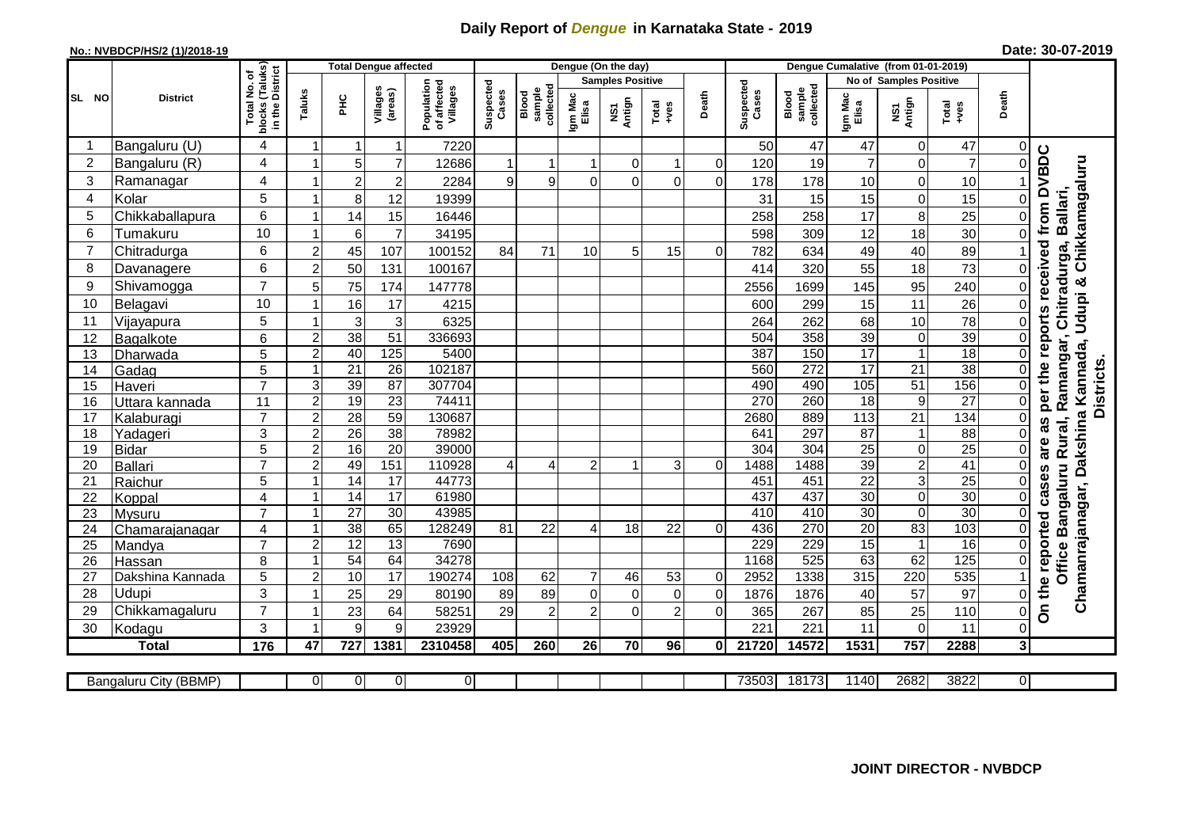# Daily Report of *Dengue* in Karnataka State - 2019

**No.: NVBDCP/HS/2 (1)/2018-19**

**Date: 30-07-2019**

| SL NO | District | Total No. of blocks (Taluks) in the District | Total Dengue affected | | | | Dengue (On the day) | | | | | | Dengue Cumalative (from 01-01-2019) | | | | | | |
|---|---|---|---|---|---|---|---|---|---|---|---|---|---|---|---|---|---|---|---|
| | | | Taluks | PHC | Villages (areas) | Population of affected Villages | Suspected Cases | Blood sample collected | Samples Positive | | | Death | Suspected Cases | Blood sample collected | No of Samples Positive | | | Death | |
| | | | | | | | | | Igm Mac Elisa | NS1 Antign | Total +ves | | | | Igm Mac Elisa | NS1 Antign | Total +ves | | |
| 1 | Bangaluru (U) | 4 | 1 | 1 | 1 | 7220 | | | | | | | 50 | 47 | 47 | 0 | 47 | 0 | On the reported cases are as per the reports received from DVBDC Office Bangaluru Rural, Ramangar, Chitradurga, Ballari, Chamanrajanagar, Dakshina Kannada, Udupi & Chikkamagaluru Districts. |
| 2 | Bangaluru (R) | 4 | 1 | 5 | 7 | 12686 | 1 | 1 | 1 | 0 | 1 | 0 | 120 | 19 | 7 | 0 | 7 | 0 | |
| 3 | Ramanagar | 4 | 1 | 2 | 2 | 2284 | 9 | 9 | 0 | 0 | 0 | 0 | 178 | 178 | 10 | 0 | 10 | 1 | |
| 4 | Kolar | 5 | 1 | 8 | 12 | 19399 | | | | | | | 31 | 15 | 15 | 0 | 15 | 0 | |
| 5 | Chikkaballapura | 6 | 1 | 14 | 15 | 16446 | | | | | | | 258 | 258 | 17 | 8 | 25 | 0 | |
| 6 | Tumakuru | 10 | 1 | 6 | 7 | 34195 | | | | | | | 598 | 309 | 12 | 18 | 30 | 0 | |
| 7 | Chitradurga | 6 | 2 | 45 | 107 | 100152 | 84 | 71 | 10 | 5 | 15 | 0 | 782 | 634 | 49 | 40 | 89 | 1 | |
| 8 | Davanagere | 6 | 2 | 50 | 131 | 100167 | | | | | | | 414 | 320 | 55 | 18 | 73 | 0 | |
| 9 | Shivamogga | 7 | 5 | 75 | 174 | 147778 | | | | | | | 2556 | 1699 | 145 | 95 | 240 | 0 | |
| 10 | Belagavi | 10 | 1 | 16 | 17 | 4215 | | | | | | | 600 | 299 | 15 | 11 | 26 | 0 | |
| 11 | Vijayapura | 5 | 1 | 3 | 3 | 6325 | | | | | | | 264 | 262 | 68 | 10 | 78 | 0 | |
| 12 | Bagalkote | 6 | 2 | 38 | 51 | 336693 | | | | | | | 504 | 358 | 39 | 0 | 39 | 0 | |
| 13 | Dharwada | 5 | 2 | 40 | 125 | 5400 | | | | | | | 387 | 150 | 17 | 1 | 18 | 0 | |
| 14 | Gadag | 5 | 1 | 21 | 26 | 102187 | | | | | | | 560 | 272 | 17 | 21 | 38 | 0 | |
| 15 | Haveri | 7 | 3 | 39 | 87 | 307704 | | | | | | | 490 | 490 | 105 | 51 | 156 | 0 | |
| 16 | Uttara kannada | 11 | 2 | 19 | 23 | 74411 | | | | | | | 270 | 260 | 18 | 9 | 27 | 0 | |
| 17 | Kalaburagi | 7 | 2 | 28 | 59 | 130687 | | | | | | | 2680 | 889 | 113 | 21 | 134 | 0 | |
| 18 | Yadageri | 3 | 2 | 26 | 38 | 78982 | | | | | | | 641 | 297 | 87 | 1 | 88 | 0 | |
| 19 | Bidar | 5 | 2 | 16 | 20 | 39000 | | | | | | | 304 | 304 | 25 | 0 | 25 | 0 | |
| 20 | Ballari | 7 | 2 | 49 | 151 | 110928 | 4 | 4 | 2 | 1 | 3 | 0 | 1488 | 1488 | 39 | 2 | 41 | 0 | |
| 21 | Raichur | 5 | 1 | 14 | 17 | 44773 | | | | | | | 451 | 451 | 22 | 3 | 25 | 0 | |
| 22 | Koppal | 4 | 1 | 14 | 17 | 61980 | | | | | | | 437 | 437 | 30 | 0 | 30 | 0 | |
| 23 | Mysuru | 7 | 1 | 27 | 30 | 43985 | | | | | | | 410 | 410 | 30 | 0 | 30 | 0 | |
| 24 | Chamarajanagar | 4 | 1 | 38 | 65 | 128249 | 81 | 22 | 4 | 18 | 22 | 0 | 436 | 270 | 20 | 83 | 103 | 0 | |
| 25 | Mandya | 7 | 2 | 12 | 13 | 7690 | | | | | | | 229 | 229 | 15 | 1 | 16 | 0 | |
| 26 | Hassan | 8 | 1 | 54 | 64 | 34278 | | | | | | | 1168 | 525 | 63 | 62 | 125 | 0 | |
| 27 | Dakshina Kannada | 5 | 2 | 10 | 17 | 190274 | 108 | 62 | 7 | 46 | 53 | 0 | 2952 | 1338 | 315 | 220 | 535 | 1 | |
| 28 | Udupi | 3 | 1 | 25 | 29 | 80190 | 89 | 89 | 0 | 0 | 0 | 0 | 1876 | 1876 | 40 | 57 | 97 | 0 | |
| 29 | Chikkamagaluru | 7 | 1 | 23 | 64 | 58251 | 29 | 2 | 2 | 0 | 2 | 0 | 365 | 267 | 85 | 25 | 110 | 0 | |
| 30 | Kodagu | 3 | 1 | 9 | 9 | 23929 | | | | | | | 221 | 221 | 11 | 0 | 11 | 0 | |
| | **Total** | **176** | **47** | **727** | **1381** | **2310458** | **405** | **260** | **26** | **70** | **96** | **0** | **21720** | **14572** | **1531** | **757** | **2288** | **3** | |

| Bangaluru City (BBMP) | | 0 | 0 | 0 | 0 | | | | | | | 73503 | 18173 | 1140 | 2682 | 3822 | 0 | |
|---|---|---|---|---|---|---|---|---|---|---|---|---|---|---|---|---|---|---|

**JOINT DIRECTOR - NVBDCP**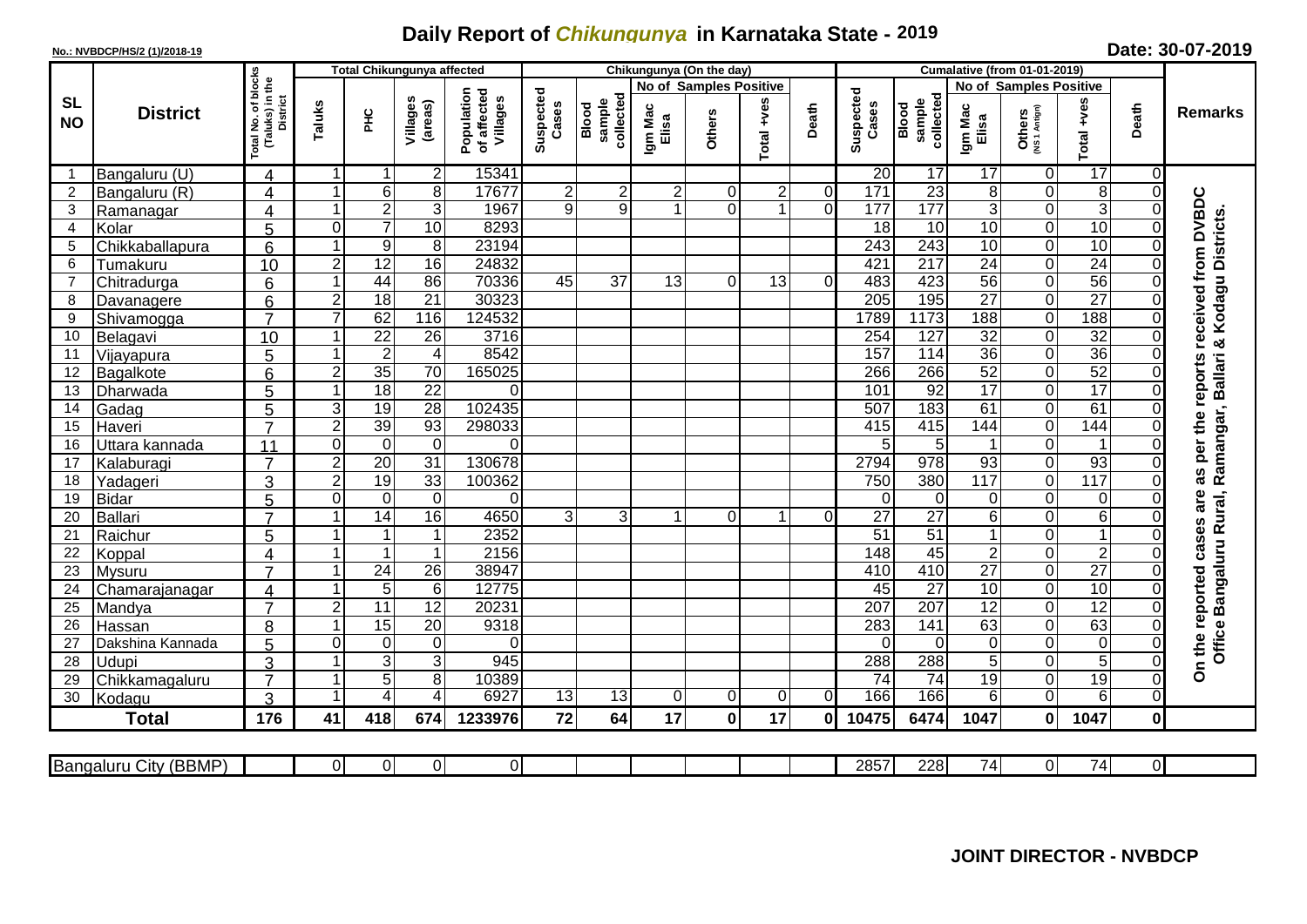# Daily Report of *Chikungunya* in Karnataka State - 2019

**No.: NVBDCP/HS/2 (1)/2018-19**

**Date: 30-07-2019**

| SL NO | District | Total No. of blocks (Taluks) in the District | Total Chikungunya affected | | | | Chikungunya (On the day) | | | | | | | Cumalative (from 01-01-2019) | | | | | | | Remarks |
|---|---|---|---|---|---|---|---|---|---|---|---|---|---|---|---|---|---|---|---|---|---|
| | | | | | | | | | No of Samples Positive | | | | | | | No of Samples Positive | | | | | |
| | | | Taluks | PHC | Villages (areas) | Population of affected Villages | Suspected Cases | Blood sample collected | Igm Mac Elisa | Others | Total +ves | Death | Suspected Cases | Blood sample collected | Igm Mac Elisa | Others (NS1 Antign) | Total +ves | Death | |
| 1 | Bangaluru (U) | 4 | 1 | 1 | 2 | 15341 | | | | | | | 20 | 17 | 17 | 0 | 17 | 0 | On the reported cases are as per the reports received from DVBDC Office Bangaluru Rural, Ramangar, Ballari & Kodagu Districts. |
| 2 | Bangaluru (R) | 4 | 1 | 6 | 8 | 17677 | 2 | 2 | 2 | 0 | 2 | 0 | 171 | 23 | 8 | 0 | 8 | 0 | |
| 3 | Ramanagar | 4 | 1 | 2 | 3 | 1967 | 9 | 9 | 1 | 0 | 1 | 0 | 177 | 177 | 3 | 0 | 3 | 0 | |
| 4 | Kolar | 5 | 0 | 7 | 10 | 8293 | | | | | | | 18 | 10 | 10 | 0 | 10 | 0 | |
| 5 | Chikkaballapura | 6 | 1 | 9 | 8 | 23194 | | | | | | | 243 | 243 | 10 | 0 | 10 | 0 | |
| 6 | Tumakuru | 10 | 2 | 12 | 16 | 24832 | | | | | | | 421 | 217 | 24 | 0 | 24 | 0 | |
| 7 | Chitradurga | 6 | 1 | 44 | 86 | 70336 | 45 | 37 | 13 | 0 | 13 | 0 | 483 | 423 | 56 | 0 | 56 | 0 | |
| 8 | Davanagere | 6 | 2 | 18 | 21 | 30323 | | | | | | | 205 | 195 | 27 | 0 | 27 | 0 | |
| 9 | Shivamogga | 7 | 7 | 62 | 116 | 124532 | | | | | | | 1789 | 1173 | 188 | 0 | 188 | 0 | |
| 10 | Belagavi | 10 | 1 | 22 | 26 | 3716 | | | | | | | 254 | 127 | 32 | 0 | 32 | 0 | |
| 11 | Vijayapura | 5 | 1 | 2 | 4 | 8542 | | | | | | | 157 | 114 | 36 | 0 | 36 | 0 | |
| 12 | Bagalkote | 6 | 2 | 35 | 70 | 165025 | | | | | | | 266 | 266 | 52 | 0 | 52 | 0 | |
| 13 | Dharwada | 5 | 1 | 18 | 22 | 0 | | | | | | | 101 | 92 | 17 | 0 | 17 | 0 | |
| 14 | Gadag | 5 | 3 | 19 | 28 | 102435 | | | | | | | 507 | 183 | 61 | 0 | 61 | 0 | |
| 15 | Haveri | 7 | 2 | 39 | 93 | 298033 | | | | | | | 415 | 415 | 144 | 0 | 144 | 0 | |
| 16 | Uttara kannada | 11 | 0 | 0 | 0 | 0 | | | | | | | 5 | 5 | 1 | 0 | 1 | 0 | |
| 17 | Kalaburagi | 7 | 2 | 20 | 31 | 130678 | | | | | | | 2794 | 978 | 93 | 0 | 93 | 0 | |
| 18 | Yadageri | 3 | 2 | 19 | 33 | 100362 | | | | | | | 750 | 380 | 117 | 0 | 117 | 0 | |
| 19 | Bidar | 5 | 0 | 0 | 0 | 0 | | | | | | | 0 | 0 | 0 | 0 | 0 | 0 | |
| 20 | Ballari | 7 | 1 | 14 | 16 | 4650 | 3 | 3 | 1 | 0 | 1 | 0 | 27 | 27 | 6 | 0 | 6 | 0 | |
| 21 | Raichur | 5 | 1 | 1 | 1 | 2352 | | | | | | | 51 | 51 | 1 | 0 | 1 | 0 | |
| 22 | Koppal | 4 | 1 | 1 | 1 | 2156 | | | | | | | 148 | 45 | 2 | 0 | 2 | 0 | |
| 23 | Mysuru | 7 | 1 | 24 | 26 | 38947 | | | | | | | 410 | 410 | 27 | 0 | 27 | 0 | |
| 24 | Chamarajanagar | 4 | 1 | 5 | 6 | 12775 | | | | | | | 45 | 27 | 10 | 0 | 10 | 0 | |
| 25 | Mandya | 7 | 2 | 11 | 12 | 20231 | | | | | | | 207 | 207 | 12 | 0 | 12 | 0 | |
| 26 | Hassan | 8 | 1 | 15 | 20 | 9318 | | | | | | | 283 | 141 | 63 | 0 | 63 | 0 | |
| 27 | Dakshina Kannada | 5 | 0 | 0 | 0 | 0 | | | | | | | 0 | 0 | 0 | 0 | 0 | 0 | |
| 28 | Udupi | 3 | 1 | 3 | 3 | 945 | | | | | | | 288 | 288 | 5 | 0 | 5 | 0 | |
| 29 | Chikkamagaluru | 7 | 1 | 5 | 8 | 10389 | | | | | | | 74 | 74 | 19 | 0 | 19 | 0 | |
| 30 | Kodagu | 3 | 1 | 4 | 4 | 6927 | 13 | 13 | 0 | 0 | 0 | 0 | 166 | 166 | 6 | 0 | 6 | 0 | |
| | **Total** | **176** | **41** | **418** | **674** | **1233976** | **72** | **64** | **17** | **0** | **17** | **0** | **10475** | **6474** | **1047** | **0** | **1047** | **0** | |

| | | | | | | | | | | | | | | | | | | |
|---|---|---|---|---|---|---|---|---|---|---|---|---|---|---|---|---|---|---|
| Bangaluru City (BBMP) | | 0 | 0 | 0 | 0 | | | | | | | 2857 | 228 | 74 | 0 | 74 | 0 | |

**JOINT DIRECTOR - NVBDCP**